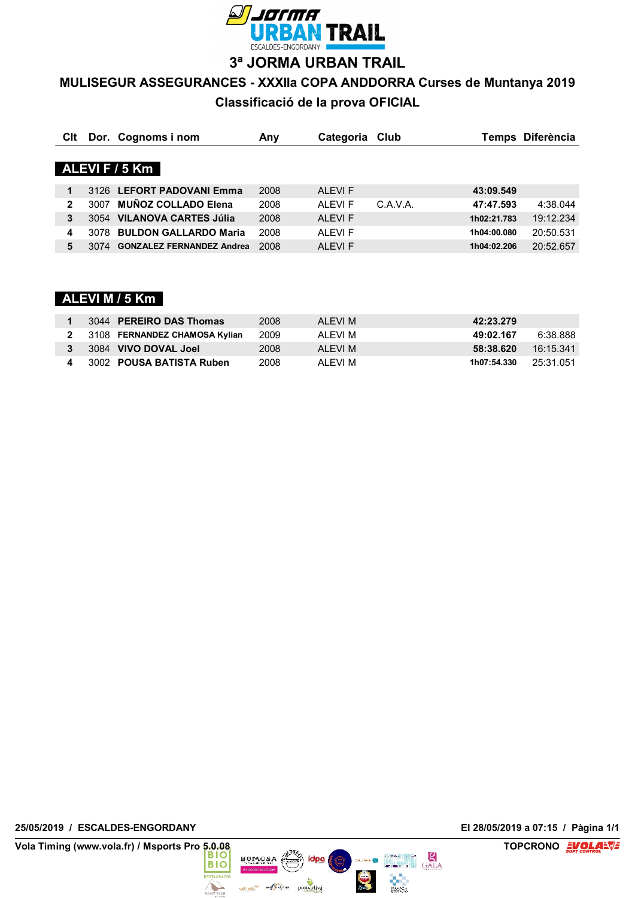# 3ª JORMA URBAN TRAIL

## MULISEGUR ASSEGURANCES - XXXIIa COPA ANDDORRA Curses de Muntanya 2019

### Classificació de la prova OFICIAL

| Clt | Dor. | Cognoms i nom | Any | Categoria | Club | Temps | Diferència |
|---|---|---|---|---|---|---|---|
| **ALEVI F / 5 Km** | | | | | | | |
| **1** | 3126 | **LEFORT PADOVANI Emma** | 2008 | ALEVI F | | **43:09.549** | |
| **2** | 3007 | **MUÑOZ COLLADO Elena** | 2008 | ALEVI F | C.A.V.A. | **47:47.593** | 4:38.044 |
| **3** | 3054 | **VILANOVA CARTES Júlia** | 2008 | ALEVI F | | **1h02:21.783** | 19:12.234 |
| **4** | 3078 | **BULDON GALLARDO Maria** | 2008 | ALEVI F | | **1h04:00.080** | 20:50.531 |
| **5** | 3074 | **GONZALEZ FERNANDEZ Andrea** | 2008 | ALEVI F | | **1h04:02.206** | 20:52.657 |
| **ALEVI M / 5 Km** | | | | | | | |
| **1** | 3044 | **PEREIRO DAS Thomas** | 2008 | ALEVI M | | **42:23.279** | |
| **2** | 3108 | **FERNANDEZ CHAMOSA Kylian** | 2009 | ALEVI M | | **49:02.167** | 6:38.888 |
| **3** | 3084 | **VIVO DOVAL Joel** | 2008 | ALEVI M | | **58:38.620** | 16:15.341 |
| **4** | 3002 | **POUSA BATISTA Ruben** | 2008 | ALEVI M | | **1h07:54.330** | 25:31.051 |

25/05/2019 / ESCALDES-ENGORDANY — El 28/05/2019 a 07:15 / Pàgina 1/1

Vola Timing (www.vola.fr) / Msports Pro 5.0.08 — TOPCRONO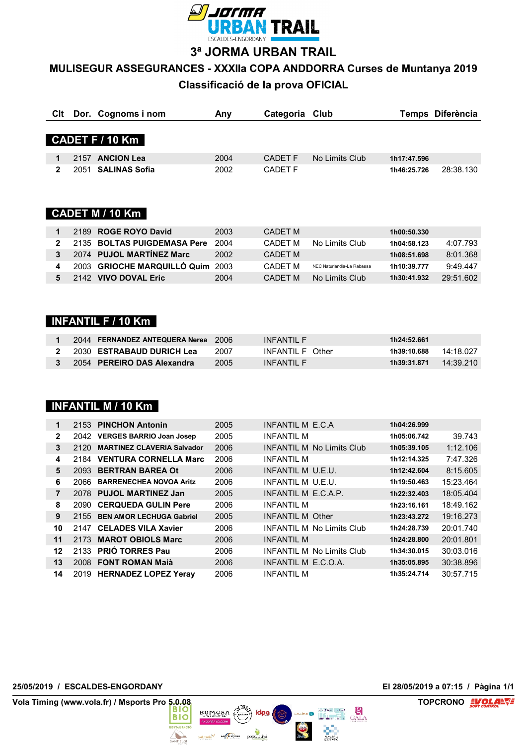# 3ª JORMA URBAN TRAIL

## MULISEGUR ASSEGURANCES - XXXIIa COPA ANDDORRA Curses de Muntanya 2019

## Classificació de la prova OFICIAL

### CADET F / 10 Km

| Clt | Dor. | Cognoms i nom | Any | Categoria | Club | Temps | Diferència |
|---|---|---|---|---|---|---|---|
| 1 | 2157 | **ANCION Lea** | 2004 | CADET F | No Limits Club | 1h17:47.596 | |
| 2 | 2051 | **SALINAS Sofia** | 2002 | CADET F | | 1h46:25.726 | 28:38.130 |

### CADET M / 10 Km

| Clt | Dor. | Cognoms i nom | Any | Categoria | Club | Temps | Diferència |
|---|---|---|---|---|---|---|---|
| 1 | 2189 | **ROGE ROYO David** | 2003 | CADET M | | 1h00:50.330 | |
| 2 | 2135 | **BOLTAS PUIGDEMASA Pere** | 2004 | CADET M | No Limits Club | 1h04:58.123 | 4:07.793 |
| 3 | 2074 | **PUJOL MARTÍNEZ Marc** | 2002 | CADET M | | 1h08:51.698 | 8:01.368 |
| 4 | 2003 | **GRIOCHE MARQUILLÓ Quim** | 2003 | CADET M | NEC Naturlandia-La Rabassa | 1h10:39.777 | 9:49.447 |
| 5 | 2142 | **VIVO DOVAL Eric** | 2004 | CADET M | No Limits Club | 1h30:41.932 | 29:51.602 |

### INFANTIL F / 10 Km

| Clt | Dor. | Cognoms i nom | Any | Categoria | Club | Temps | Diferència |
|---|---|---|---|---|---|---|---|
| 1 | 2044 | **FERNANDEZ ANTEQUERA Nerea** | 2006 | INFANTIL F | | 1h24:52.661 | |
| 2 | 2030 | **ESTRABAUD DURICH Lea** | 2007 | INFANTIL F | Other | 1h39:10.688 | 14:18.027 |
| 3 | 2054 | **PEREIRO DAS Alexandra** | 2005 | INFANTIL F | | 1h39:31.871 | 14:39.210 |

### INFANTIL M / 10 Km

| Clt | Dor. | Cognoms i nom | Any | Categoria | Club | Temps | Diferència |
|---|---|---|---|---|---|---|---|
| 1 | 2153 | **PINCHON Antonin** | 2005 | INFANTIL M | E.C.A | 1h04:26.999 | |
| 2 | 2042 | **VERGES BARRIO Joan Josep** | 2005 | INFANTIL M | | 1h05:06.742 | 39.743 |
| 3 | 2120 | **MARTINEZ CLAVERIA Salvador** | 2006 | INFANTIL M | No Limits Club | 1h05:39.105 | 1:12.106 |
| 4 | 2184 | **VENTURA CORNELLA Marc** | 2006 | INFANTIL M | | 1h12:14.325 | 7:47.326 |
| 5 | 2093 | **BERTRAN BAREA Ot** | 2006 | INFANTIL M | U.E.U. | 1h12:42.604 | 8:15.605 |
| 6 | 2066 | **BARRENECHEA NOVOA Aritz** | 2006 | INFANTIL M | U.E.U. | 1h19:50.463 | 15:23.464 |
| 7 | 2078 | **PUJOL MARTINEZ Jan** | 2005 | INFANTIL M | E.C.A.P. | 1h22:32.403 | 18:05.404 |
| 8 | 2090 | **CERQUEDA GULIN Pere** | 2006 | INFANTIL M | | 1h23:16.161 | 18:49.162 |
| 9 | 2155 | **BEN AMOR LECHUGA Gabriel** | 2005 | INFANTIL M | Other | 1h23:43.272 | 19:16.273 |
| 10 | 2147 | **CELADES VILA Xavier** | 2006 | INFANTIL M | No Limits Club | 1h24:28.739 | 20:01.740 |
| 11 | 2173 | **MAROT OBIOLS Marc** | 2006 | INFANTIL M | | 1h24:28.800 | 20:01.801 |
| 12 | 2133 | **PRIÓ TORRES Pau** | 2006 | INFANTIL M | No Limits Club | 1h34:30.015 | 30:03.016 |
| 13 | 2008 | **FONT ROMAN Maià** | 2006 | INFANTIL M | E.C.O.A. | 1h35:05.895 | 30:38.896 |
| 14 | 2019 | **HERNADEZ LOPEZ Yeray** | 2006 | INFANTIL M | | 1h35:24.714 | 30:57.715 |

25/05/2019 / ESCALDES-ENGORDANY — El 28/05/2019 a 07:15

Vola Timing (www.vola.fr) / Msports Pro 5.0.08 — TOPCRONO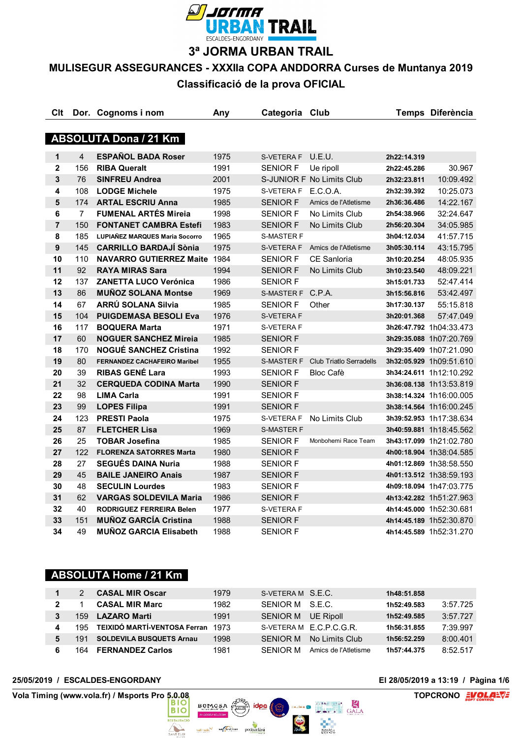# 3ª JORMA URBAN TRAIL

## MULISEGUR ASSEGURANCES - XXXIIa COPA ANDDORRA Curses de Muntanya 2019

## Classificació de la prova OFICIAL

### ABSOLUTA Dona / 21 Km

| Clt | Dor. | Cognoms i nom | Any | Categoria | Club | Temps | Diferència |
|---|---|---|---|---|---|---|---|
| 1 | 4 | **ESPAÑOL BADA Roser** | 1975 | S-VETERA F | U.E.U. | 2h22:14.319 | |
| 2 | 156 | **RIBA Queralt** | 1991 | SENIOR F | Ue ripoll | 2h22:45.286 | 30.967 |
| 3 | 76 | **SINFREU Andrea** | 2001 | S-JUNIOR F | No Limits Club | 2h32:23.811 | 10:09.492 |
| 4 | 108 | **LODGE Michele** | 1975 | S-VETERA F | E.C.O.A. | 2h32:39.392 | 10:25.073 |
| 5 | 174 | **ARTAL ESCRIU Anna** | 1985 | SENIOR F | Amics de l'Atletisme | 2h36:36.486 | 14:22.167 |
| 6 | 7 | **FUMENAL ARTÉS Mireia** | 1998 | SENIOR F | No Limits Club | 2h54:38.966 | 32:24.647 |
| 7 | 150 | **FONTANET CAMBRA Estefi** | 1983 | SENIOR F | No Limits Club | 2h56:20.304 | 34:05.985 |
| 8 | 185 | **LUPIAÑEZ MARQUES Maria Socorro** | 1965 | S-MASTER F | | 3h04:12.034 | 41:57.715 |
| 9 | 145 | **CARRILLO BARDAJÍ Sònia** | 1975 | S-VETERA F | Amics de l'Atletisme | 3h05:30.114 | 43:15.795 |
| 10 | 110 | **NAVARRO GUTIERREZ Maite** | 1984 | SENIOR F | CE Sanloria | 3h10:20.254 | 48:05.935 |
| 11 | 92 | **RAYA MIRAS Sara** | 1994 | SENIOR F | No Limits Club | 3h10:23.540 | 48:09.221 |
| 12 | 137 | **ZANETTA LUCO Verónica** | 1986 | SENIOR F | | 3h15:01.733 | 52:47.414 |
| 13 | 86 | **MUÑOZ SOLANA Montse** | 1969 | S-MASTER F | C.P.A. | 3h15:56.816 | 53:42.497 |
| 14 | 67 | **ARRÚ SOLANA Silvia** | 1985 | SENIOR F | Other | 3h17:30.137 | 55:15.818 |
| 15 | 104 | **PUIGDEMASA BESOLI Eva** | 1976 | S-VETERA F | | 3h20:01.368 | 57:47.049 |
| 16 | 117 | **BOQUERA Marta** | 1971 | S-VETERA F | | 3h26:47.792 | 1h04:33.473 |
| 17 | 60 | **NOGUER SANCHEZ Mireia** | 1985 | SENIOR F | | 3h29:35.088 | 1h07:20.769 |
| 18 | 170 | **NOGUÉ SANCHEZ Cristina** | 1992 | SENIOR F | | 3h29:35.409 | 1h07:21.090 |
| 19 | 80 | **FERNANDEZ CACHAFEIRO Maribel** | 1955 | S-MASTER F | Club Triatlo Serradells | 3h32:05.929 | 1h09:51.610 |
| 20 | 39 | **RIBAS GENÉ Lara** | 1993 | SENIOR F | Bloc Cafè | 3h34:24.611 | 1h12:10.292 |
| 21 | 32 | **CERQUEDA CODINA Marta** | 1990 | SENIOR F | | 3h36:08.138 | 1h13:53.819 |
| 22 | 98 | **LIMA Carla** | 1991 | SENIOR F | | 3h38:14.324 | 1h16:00.005 |
| 23 | 99 | **LOPES Filipa** | 1991 | SENIOR F | | 3h38:14.564 | 1h16:00.245 |
| 24 | 123 | **PRESTI Paola** | 1975 | S-VETERA F | No Limits Club | 3h39:52.953 | 1h17:38.634 |
| 25 | 87 | **FLETCHER Lisa** | 1969 | S-MASTER F | | 3h40:59.881 | 1h18:45.562 |
| 26 | 25 | **TOBAR Josefina** | 1985 | SENIOR F | Monbohemi Race Team | 3h43:17.099 | 1h21:02.780 |
| 27 | 122 | **FLORENZA SATORRES Marta** | 1980 | SENIOR F | | 4h00:18.904 | 1h38:04.585 |
| 28 | 27 | **SEGUÉS DAINA Nuria** | 1988 | SENIOR F | | 4h01:12.869 | 1h38:58.550 |
| 29 | 45 | **BAILE JANEIRO Anais** | 1987 | SENIOR F | | 4h01:13.512 | 1h38:59.193 |
| 30 | 48 | **SECULIN Lourdes** | 1983 | SENIOR F | | 4h09:18.094 | 1h47:03.775 |
| 31 | 62 | **VARGAS SOLDEVILA Maria** | 1986 | SENIOR F | | 4h13:42.282 | 1h51:27.963 |
| 32 | 40 | **RODRIGUEZ FERREIRA Belen** | 1977 | S-VETERA F | | 4h14:45.000 | 1h52:30.681 |
| 33 | 151 | **MUÑOZ GARCÍA Cristina** | 1988 | SENIOR F | | 4h14:45.189 | 1h52:30.870 |
| 34 | 49 | **MUÑOZ GARCIA Elisabeth** | 1988 | SENIOR F | | 4h14:45.589 | 1h52:31.270 |

### ABSOLUTA Home / 21 Km

| Clt | Dor. | Cognoms i nom | Any | Categoria | Club | Temps | Diferència |
|---|---|---|---|---|---|---|---|
| 1 | 2 | **CASAL MIR Oscar** | 1979 | S-VETERA M | S.E.C. | 1h48:51.858 | |
| 2 | 1 | **CASAL MIR Marc** | 1982 | SENIOR M | S.E.C. | 1h52:49.583 | 3:57.725 |
| 3 | 159 | **LAZARO Marti** | 1991 | SENIOR M | UE Ripoll | 1h52:49.585 | 3:57.727 |
| 4 | 195 | **TEIXIDÓ MARTÍ-VENTOSA Ferran** | 1973 | S-VETERA M | E.C.P.C.G.R. | 1h56:31.855 | 7:39.997 |
| 5 | 191 | **SOLDEVILA BUSQUETS Arnau** | 1998 | SENIOR M | No Limits Club | 1h56:52.259 | 8:00.401 |
| 6 | 164 | **FERNANDEZ Carlos** | 1981 | SENIOR M | Amics de l'Atletisme | 1h57:44.375 | 8:52.517 |

25/05/2019 / ESCALDES-ENGORDANY — El 28/05/2019 a 13:19

Vola Timing (www.vola.fr) / Msports Pro 5.0.08 — TOPCRONO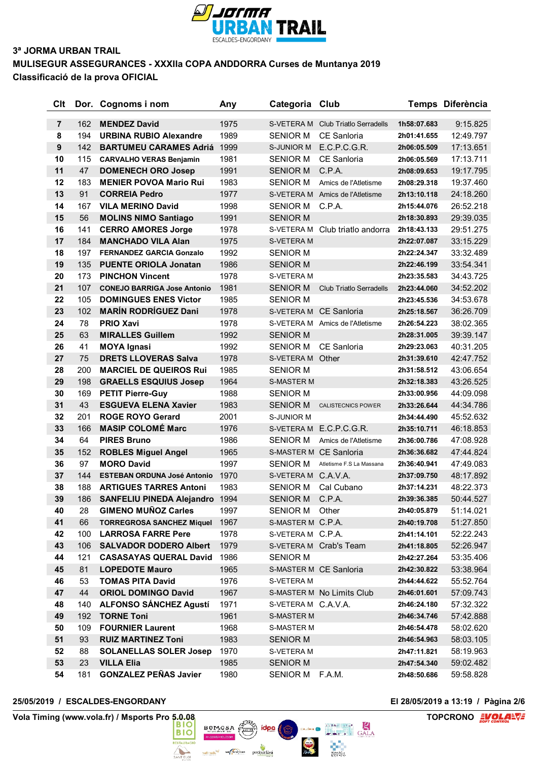3ª JORMA URBAN TRAIL

**MULISEGUR ASSEGURANCES - XXXIIa COPA ANDDORRA Curses de Muntanya 2019**

**Classificació de la prova OFICIAL**

| Clt | Dor. | Cognoms i nom | Any | Categoria | Club | Temps | Diferència |
|---|---|---|---|---|---|---|---|
| 7 | 162 | MENDEZ David | 1975 | S-VETERA M | Club Triatlo Serradells | 1h58:07.683 | 9:15.825 |
| 8 | 194 | URBINA RUBIO Alexandre | 1989 | SENIOR M | CE Sanloria | 2h01:41.655 | 12:49.797 |
| 9 | 142 | BARTUMEU CARAMÉS Adrià | 1999 | S-JUNIOR M | E.C.P.C.G.R. | 2h06:05.509 | 17:13.651 |
| 10 | 115 | CARVALHO VERAS Benjamin | 1981 | SENIOR M | CE Sanloria | 2h06:05.569 | 17:13.711 |
| 11 | 47 | DOMENECH ORO Josep | 1991 | SENIOR M | C.P.A. | 2h08:09.653 | 19:17.795 |
| 12 | 183 | MENIER POVOA Mario Rui | 1983 | SENIOR M | Amics de l'Atletisme | 2h08:29.318 | 19:37.460 |
| 13 | 91 | CORREIA Pedro | 1977 | S-VETERA M | Amics de l'Atletisme | 2h13:10.118 | 24:18.260 |
| 14 | 167 | VILA MERINO David | 1998 | SENIOR M | C.P.A. | 2h15:44.076 | 26:52.218 |
| 15 | 56 | MOLINS NIMO Santiago | 1991 | SENIOR M | | 2h18:30.893 | 29:39.035 |
| 16 | 141 | CERRO AMORES Jorge | 1978 | S-VETERA M | Club triatlo andorra | 2h18:43.133 | 29:51.275 |
| 17 | 184 | MANCHADO VILA Alan | 1975 | S-VETERA M | | 2h22:07.087 | 33:15.229 |
| 18 | 197 | FERNANDEZ GARCIA Gonzalo | 1992 | SENIOR M | | 2h22:24.347 | 33:32.489 |
| 19 | 135 | PUENTE ORIOLA Jonatan | 1986 | SENIOR M | | 2h22:46.199 | 33:54.341 |
| 20 | 173 | PINCHON Vincent | 1978 | S-VETERA M | | 2h23:35.583 | 34:43.725 |
| 21 | 107 | CONEJO BARRIGA Jose Antonio | 1981 | SENIOR M | Club Triatlo Serradells | 2h23:44.060 | 34:52.202 |
| 22 | 105 | DOMINGUES ENES Victor | 1985 | SENIOR M | | 2h23:45.536 | 34:53.678 |
| 23 | 102 | MARÍN RODRÍGUEZ Dani | 1978 | S-VETERA M | CE Sanloria | 2h25:18.567 | 36:26.709 |
| 24 | 78 | PRIO Xavi | 1978 | S-VETERA M | Amics de l'Atletisme | 2h26:54.223 | 38:02.365 |
| 25 | 63 | MIRALLES Guillem | 1992 | SENIOR M | | 2h28:31.005 | 39:39.147 |
| 26 | 41 | MOYA Ignasi | 1992 | SENIOR M | CE Sanloria | 2h29:23.063 | 40:31.205 |
| 27 | 75 | DRETS LLOVERAS Salva | 1978 | S-VETERA M | Other | 2h31:39.610 | 42:47.752 |
| 28 | 200 | MARCIEL DE QUEIROS Rui | 1985 | SENIOR M | | 2h31:58.512 | 43:06.654 |
| 29 | 198 | GRAELLS ESQUIUS Josep | 1964 | S-MASTER M | | 2h32:18.383 | 43:26.525 |
| 30 | 169 | PETIT Pierre-Guy | 1988 | SENIOR M | | 2h33:00.956 | 44:09.098 |
| 31 | 43 | ESGUEVA ELENA Xavier | 1983 | SENIOR M | CALISTECNICS POWER | 2h33:26.644 | 44:34.786 |
| 32 | 201 | ROGE ROYO Gerard | 2001 | S-JUNIOR M | | 2h34:44.490 | 45:52.632 |
| 33 | 166 | MASIP COLOMÉ Marc | 1976 | S-VETERA M | E.C.P.C.G.R. | 2h35:10.711 | 46:18.853 |
| 34 | 64 | PIRES Bruno | 1986 | SENIOR M | Amics de l'Atletisme | 2h36:00.786 | 47:08.928 |
| 35 | 152 | ROBLES Miguel Angel | 1965 | S-MASTER M | CE Sanloria | 2h36:36.682 | 47:44.824 |
| 36 | 97 | MORO David | 1997 | SENIOR M | Atletisme F.S La Massana | 2h36:40.941 | 47:49.083 |
| 37 | 144 | ESTEBAN ORDUNA José Antonio | 1970 | S-VETERA M | C.A.V.A. | 2h37:09.750 | 48:17.892 |
| 38 | 188 | ARTIGUES TARRES Antoni | 1983 | SENIOR M | Cal Cubano | 2h37:14.231 | 48:22.373 |
| 39 | 186 | SANFELIU PINEDA Alejandro | 1994 | SENIOR M | C.P.A. | 2h39:36.385 | 50:44.527 |
| 40 | 28 | GIMENO MUÑOZ Carles | 1997 | SENIOR M | Other | 2h40:05.879 | 51:14.021 |
| 41 | 66 | TORREGROSA SANCHEZ Miquel | 1967 | S-MASTER M | C.P.A. | 2h40:19.708 | 51:27.850 |
| 42 | 100 | LARROSA FARRE Pere | 1978 | S-VETERA M | C.P.A. | 2h41:14.101 | 52:22.243 |
| 43 | 106 | SALVADOR DODERO Albert | 1979 | S-VETERA M | Crab's Team | 2h41:18.805 | 52:26.947 |
| 44 | 121 | CASASAYAS QUERAL David | 1986 | SENIOR M | | 2h42:27.264 | 53:35.406 |
| 45 | 81 | LOPEDOTE Mauro | 1965 | S-MASTER M | CE Sanloria | 2h42:30.822 | 53:38.964 |
| 46 | 53 | TOMAS PITA David | 1976 | S-VETERA M | | 2h44:44.622 | 55:52.764 |
| 47 | 44 | ORIOL DOMINGO David | 1967 | S-MASTER M | No Limits Club | 2h46:01.601 | 57:09.743 |
| 48 | 140 | ALFONSO SÁNCHEZ Agustí | 1971 | S-VETERA M | C.A.V.A. | 2h46:24.180 | 57:32.322 |
| 49 | 192 | TORNE Toni | 1961 | S-MASTER M | | 2h46:34.746 | 57:42.888 |
| 50 | 109 | FOURNIER Laurent | 1968 | S-MASTER M | | 2h46:54.478 | 58:02.620 |
| 51 | 93 | RUIZ MARTINEZ Toni | 1983 | SENIOR M | | 2h46:54.963 | 58:03.105 |
| 52 | 88 | SOLANELLAS SOLER Josep | 1970 | S-VETERA M | | 2h47:11.821 | 58:19.963 |
| 53 | 23 | VILLA Elia | 1985 | SENIOR M | | 2h47:54.340 | 59:02.482 |
| 54 | 181 | GONZALEZ PEÑAS Javier | 1980 | SENIOR M | F.A.M. | 2h48:50.686 | 59:58.828 |

25/05/2019 / ESCALDES-ENGORDANY — El 28/05/2019 a 13:19

Vola Timing (www.vola.fr) / Msports Pro 5.0.08 — TOPCRONO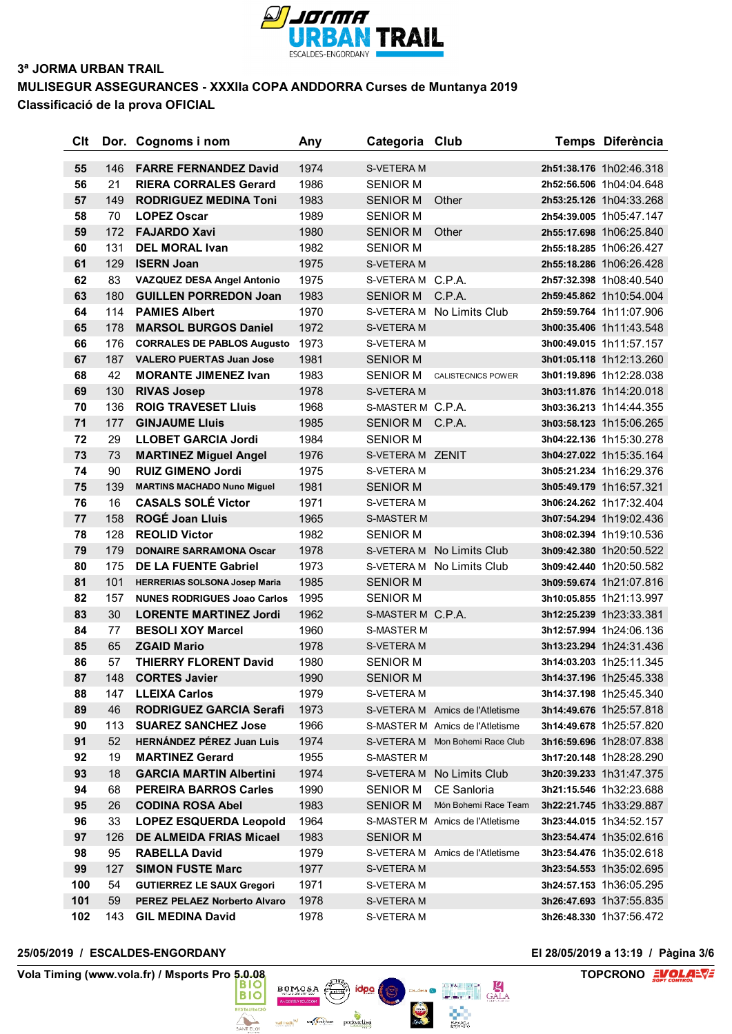3ª JORMA URBAN TRAIL

MULISEGUR ASSEGURANCES - XXXIIa COPA ANDDORRA Curses de Muntanya 2019

Classificació de la prova OFICIAL

| Clt | Dor. | Cognoms i nom | Any | Categoria | Club | Temps | Diferència |
|---|---|---|---|---|---|---|---|
| 55 | 146 | FARRE FERNANDEZ David | 1974 | S-VETERA M | | 2h51:38.176 | 1h02:46.318 |
| 56 | 21 | RIERA CORRALES Gerard | 1986 | SENIOR M | | 2h52:56.506 | 1h04:04.648 |
| 57 | 149 | RODRIGUEZ MEDINA Toni | 1983 | SENIOR M | Other | 2h53:25.126 | 1h04:33.268 |
| 58 | 70 | LOPEZ Oscar | 1989 | SENIOR M | | 2h54:39.005 | 1h05:47.147 |
| 59 | 172 | FAJARDO Xavi | 1980 | SENIOR M | Other | 2h55:17.698 | 1h06:25.840 |
| 60 | 131 | DEL MORAL Ivan | 1982 | SENIOR M | | 2h55:18.285 | 1h06:26.427 |
| 61 | 129 | ISERN Joan | 1975 | S-VETERA M | | 2h55:18.286 | 1h06:26.428 |
| 62 | 83 | VAZQUEZ DESA Angel Antonio | 1975 | S-VETERA M | C.P.A. | 2h57:32.398 | 1h08:40.540 |
| 63 | 180 | GUILLEN PORREDON Joan | 1983 | SENIOR M | C.P.A. | 2h59:45.862 | 1h10:54.004 |
| 64 | 114 | PAMIES Albert | 1970 | S-VETERA M | No Limits Club | 2h59:59.764 | 1h11:07.906 |
| 65 | 178 | MARSOL BURGOS Daniel | 1972 | S-VETERA M | | 3h00:35.406 | 1h11:43.548 |
| 66 | 176 | CORRALES DE PABLOS Augusto | 1973 | S-VETERA M | | 3h00:49.015 | 1h11:57.157 |
| 67 | 187 | VALERO PUERTAS Juan Jose | 1981 | SENIOR M | | 3h01:05.118 | 1h12:13.260 |
| 68 | 42 | MORANTE JIMENEZ Ivan | 1983 | SENIOR M | CALISTECNICS POWER | 3h01:19.896 | 1h12:28.038 |
| 69 | 130 | RIVAS Josep | 1978 | S-VETERA M | | 3h03:11.876 | 1h14:20.018 |
| 70 | 136 | ROIG TRAVESET Lluis | 1968 | S-MASTER M | C.P.A. | 3h03:36.213 | 1h14:44.355 |
| 71 | 177 | GINJAUME Lluis | 1985 | SENIOR M | C.P.A. | 3h03:58.123 | 1h15:06.265 |
| 72 | 29 | LLOBET GARCIA Jordi | 1984 | SENIOR M | | 3h04:22.136 | 1h15:30.278 |
| 73 | 73 | MARTINEZ Miguel Angel | 1976 | S-VETERA M | ZENIT | 3h04:27.022 | 1h15:35.164 |
| 74 | 90 | RUIZ GIMENO Jordi | 1975 | S-VETERA M | | 3h05:21.234 | 1h16:29.376 |
| 75 | 139 | MARTINS MACHADO Nuno Miguel | 1981 | SENIOR M | | 3h05:49.179 | 1h16:57.321 |
| 76 | 16 | CASALS SOLÉ Victor | 1971 | S-VETERA M | | 3h06:24.262 | 1h17:32.404 |
| 77 | 158 | ROGÉ Joan Lluis | 1965 | S-MASTER M | | 3h07:54.294 | 1h19:02.436 |
| 78 | 128 | REOLID Victor | 1982 | SENIOR M | | 3h08:02.394 | 1h19:10.536 |
| 79 | 179 | DONAIRE SARRAMONA Oscar | 1978 | S-VETERA M | No Limits Club | 3h09:42.380 | 1h20:50.522 |
| 80 | 175 | DE LA FUENTE Gabriel | 1973 | S-VETERA M | No Limits Club | 3h09:42.440 | 1h20:50.582 |
| 81 | 101 | HERRERIAS SOLSONA Josep Maria | 1985 | SENIOR M | | 3h09:59.674 | 1h21:07.816 |
| 82 | 157 | NUNES RODRIGUES Joao Carlos | 1995 | SENIOR M | | 3h10:05.855 | 1h21:13.997 |
| 83 | 30 | LORENTE MARTINEZ Jordi | 1962 | S-MASTER M | C.P.A. | 3h12:25.239 | 1h23:33.381 |
| 84 | 77 | BESOLI XOY Marcel | 1960 | S-MASTER M | | 3h12:57.994 | 1h24:06.136 |
| 85 | 65 | ZGAID Mario | 1978 | S-VETERA M | | 3h13:23.294 | 1h24:31.436 |
| 86 | 57 | THIERRY FLORENT David | 1980 | SENIOR M | | 3h14:03.203 | 1h25:11.345 |
| 87 | 148 | CORTES Javier | 1990 | SENIOR M | | 3h14:37.196 | 1h25:45.338 |
| 88 | 147 | LLEIXA Carlos | 1979 | S-VETERA M | | 3h14:37.198 | 1h25:45.340 |
| 89 | 46 | RODRIGUEZ GARCIA Serafi | 1973 | S-VETERA M | Amics de l'Atletisme | 3h14:49.676 | 1h25:57.818 |
| 90 | 113 | SUAREZ SANCHEZ Jose | 1966 | S-MASTER M | Amics de l'Atletisme | 3h14:49.678 | 1h25:57.820 |
| 91 | 52 | HERNÁNDEZ PÉREZ Juan Luis | 1974 | S-VETERA M | Mon Bohemi Race Club | 3h16:59.696 | 1h28:07.838 |
| 92 | 19 | MARTINEZ Gerard | 1955 | S-MASTER M | | 3h17:20.148 | 1h28:28.290 |
| 93 | 18 | GARCIA MARTIN Albertini | 1974 | S-VETERA M | No Limits Club | 3h20:39.233 | 1h31:47.375 |
| 94 | 68 | PEREIRA BARROS Carles | 1990 | SENIOR M | CE Sanloria | 3h21:15.546 | 1h32:23.688 |
| 95 | 26 | CODINA ROSA Abel | 1983 | SENIOR M | Món Bohemi Race Team | 3h22:21.745 | 1h33:29.887 |
| 96 | 33 | LOPEZ ESQUERDA Leopold | 1964 | S-MASTER M | Amics de l'Atletisme | 3h23:44.015 | 1h34:52.157 |
| 97 | 126 | DE ALMEIDA FRIAS Micael | 1983 | SENIOR M | | 3h23:54.474 | 1h35:02.616 |
| 98 | 95 | RABELLA David | 1979 | S-VETERA M | Amics de l'Atletisme | 3h23:54.476 | 1h35:02.618 |
| 99 | 127 | SIMON FUSTE Marc | 1977 | S-VETERA M | | 3h23:54.553 | 1h35:02.695 |
| 100 | 54 | GUTIERREZ LE SAUX Gregori | 1971 | S-VETERA M | | 3h24:57.153 | 1h36:05.295 |
| 101 | 59 | PEREZ PELAEZ Norberto Alvaro | 1978 | S-VETERA M | | 3h26:47.693 | 1h37:55.835 |
| 102 | 143 | GIL MEDINA David | 1978 | S-VETERA M | | 3h26:48.330 | 1h37:56.472 |

25/05/2019 / ESCALDES-ENGORDANY — El 28/05/2019 a 13:19

Vola Timing (www.vola.fr) / Msports Pro 5.0.08 — TOPCRONO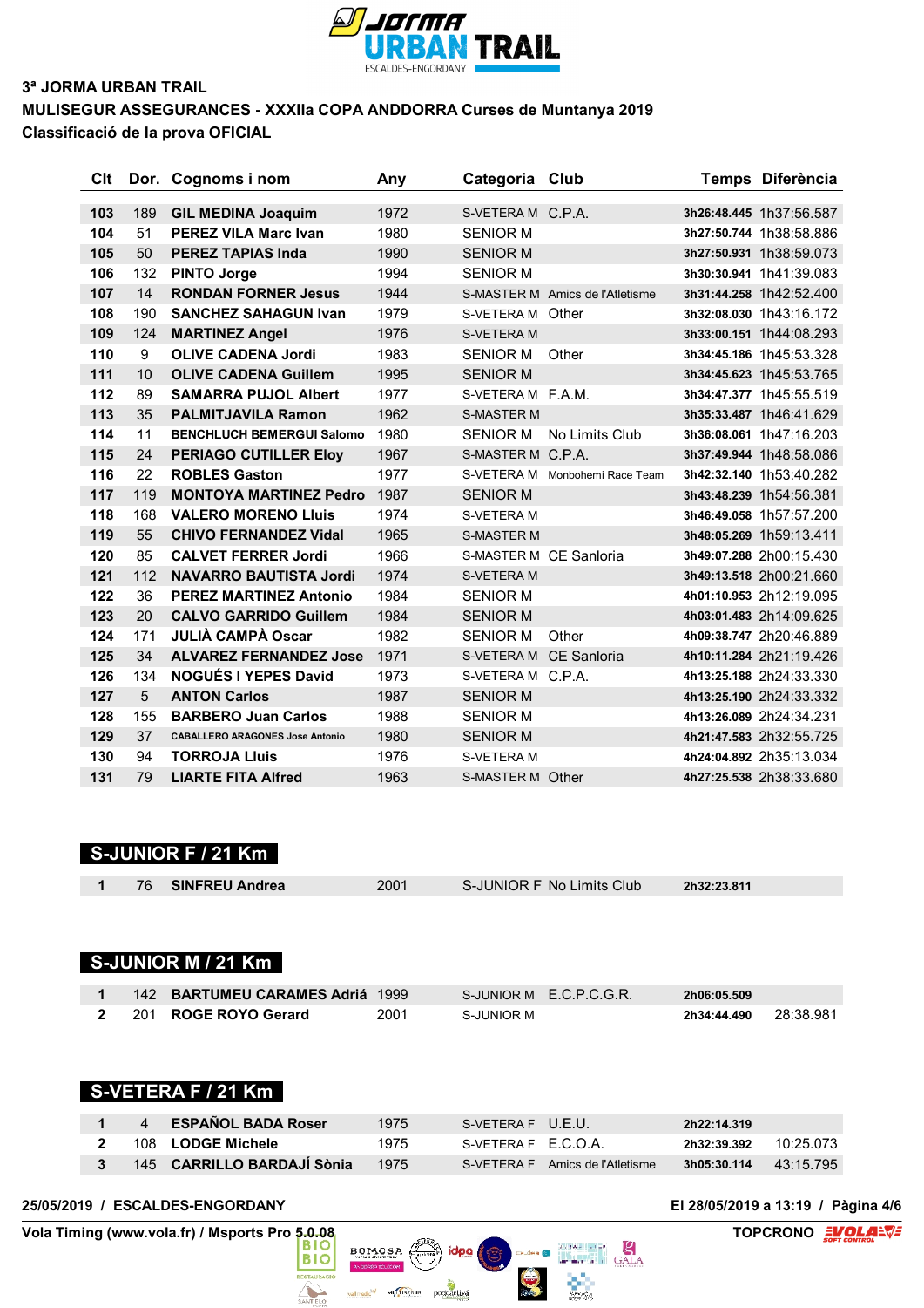3ª JORMA URBAN TRAIL

MULISEGUR ASSEGURANCES - XXXIIa COPA ANDDORRA Curses de Muntanya 2019

Classificació de la prova OFICIAL

| Clt | Dor. | Cognoms i nom | Any | Categoria | Club | Temps | Diferència |
|---|---|---|---|---|---|---|---|
| 103 | 189 | GIL MEDINA Joaquim | 1972 | S-VETERA M | C.P.A. | 3h26:48.445 | 1h37:56.587 |
| 104 | 51 | PEREZ VILA Marc Ivan | 1980 | SENIOR M | | 3h27:50.744 | 1h38:58.886 |
| 105 | 50 | PEREZ TAPIAS Inda | 1990 | SENIOR M | | 3h27:50.931 | 1h38:59.073 |
| 106 | 132 | PINTO Jorge | 1994 | SENIOR M | | 3h30:30.941 | 1h41:39.083 |
| 107 | 14 | RONDAN FORNER Jesus | 1944 | S-MASTER M | Amics de l'Atletisme | 3h31:44.258 | 1h42:52.400 |
| 108 | 190 | SANCHEZ SAHAGUN Ivan | 1979 | S-VETERA M | Other | 3h32:08.030 | 1h43:16.172 |
| 109 | 124 | MARTINEZ Angel | 1976 | S-VETERA M | | 3h33:00.151 | 1h44:08.293 |
| 110 | 9 | OLIVE CADENA Jordi | 1983 | SENIOR M | Other | 3h34:45.186 | 1h45:53.328 |
| 111 | 10 | OLIVE CADENA Guillem | 1995 | SENIOR M | | 3h34:45.623 | 1h45:53.765 |
| 112 | 89 | SAMARRA PUJOL Albert | 1977 | S-VETERA M | F.A.M. | 3h34:47.377 | 1h45:55.519 |
| 113 | 35 | PALMITJAVILA Ramon | 1962 | S-MASTER M | | 3h35:33.487 | 1h46:41.629 |
| 114 | 11 | BENCHLUCH BEMERGUI Salomo | 1980 | SENIOR M | No Limits Club | 3h36:08.061 | 1h47:16.203 |
| 115 | 24 | PERIAGO CUTILLER Eloy | 1967 | S-MASTER M | C.P.A. | 3h37:49.944 | 1h48:58.086 |
| 116 | 22 | ROBLES Gaston | 1977 | S-VETERA M | Monbohemi Race Team | 3h42:32.140 | 1h53:40.282 |
| 117 | 119 | MONTOYA MARTINEZ Pedro | 1987 | SENIOR M | | 3h43:48.239 | 1h54:56.381 |
| 118 | 168 | VALERO MORENO Lluis | 1974 | S-VETERA M | | 3h46:49.058 | 1h57:57.200 |
| 119 | 55 | CHIVO FERNANDEZ Vidal | 1965 | S-MASTER M | | 3h48:05.269 | 1h59:13.411 |
| 120 | 85 | CALVET FERRER Jordi | 1966 | S-MASTER M | CE Sanloria | 3h49:07.288 | 2h00:15.430 |
| 121 | 112 | NAVARRO BAUTISTA Jordi | 1974 | S-VETERA M | | 3h49:13.518 | 2h00:21.660 |
| 122 | 36 | PEREZ MARTINEZ Antonio | 1984 | SENIOR M | | 4h01:10.953 | 2h12:19.095 |
| 123 | 20 | CALVO GARRIDO Guillem | 1984 | SENIOR M | | 4h03:01.483 | 2h14:09.625 |
| 124 | 171 | JULIÀ CAMPÀ Oscar | 1982 | SENIOR M | Other | 4h09:38.747 | 2h20:46.889 |
| 125 | 34 | ALVAREZ FERNANDEZ Jose | 1971 | S-VETERA M | CE Sanloria | 4h10:11.284 | 2h21:19.426 |
| 126 | 134 | NOGUÉS I YEPES David | 1973 | S-VETERA M | C.P.A. | 4h13:25.188 | 2h24:33.330 |
| 127 | 5 | ANTON Carlos | 1987 | SENIOR M | | 4h13:25.190 | 2h24:33.332 |
| 128 | 155 | BARBERO Juan Carlos | 1988 | SENIOR M | | 4h13:26.089 | 2h24:34.231 |
| 129 | 37 | CABALLERO ARAGONES Jose Antonio | 1980 | SENIOR M | | 4h21:47.583 | 2h32:55.725 |
| 130 | 94 | TORROJA Lluis | 1976 | S-VETERA M | | 4h24:04.892 | 2h35:13.034 |
| 131 | 79 | LIARTE FITA Alfred | 1963 | S-MASTER M | Other | 4h27:25.538 | 2h38:33.680 |

## S-JUNIOR F / 21 Km

| Clt | Dor. | Cognoms i nom | Any | Categoria | Club | Temps | Diferència |
|---|---|---|---|---|---|---|---|
| 1 | 76 | SINFREU Andrea | 2001 | S-JUNIOR F | No Limits Club | 2h32:23.811 | |

## S-JUNIOR M / 21 Km

| Clt | Dor. | Cognoms i nom | Any | Categoria | Club | Temps | Diferència |
|---|---|---|---|---|---|---|---|
| 1 | 142 | BARTUMEU CARAMES Adrià | 1999 | S-JUNIOR M | E.C.P.C.G.R. | 2h06:05.509 | |
| 2 | 201 | ROGE ROYO Gerard | 2001 | S-JUNIOR M | | 2h34:44.490 | 28:38.981 |

## S-VETERA F / 21 Km

| Clt | Dor. | Cognoms i nom | Any | Categoria | Club | Temps | Diferència |
|---|---|---|---|---|---|---|---|
| 1 | 4 | ESPAÑOL BADA Roser | 1975 | S-VETERA F | U.E.U. | 2h22:14.319 | |
| 2 | 108 | LODGE Michele | 1975 | S-VETERA F | E.C.O.A. | 2h32:39.392 | 10:25.073 |
| 3 | 145 | CARRILLO BARDAJÍ Sònia | 1975 | S-VETERA F | Amics de l'Atletisme | 3h05:30.114 | 43:15.795 |

25/05/2019 / ESCALDES-ENGORDANY — El 28/05/2019 a 13:19

Vola Timing (www.vola.fr) / Msports Pro 5.0.08 — TOPCRONO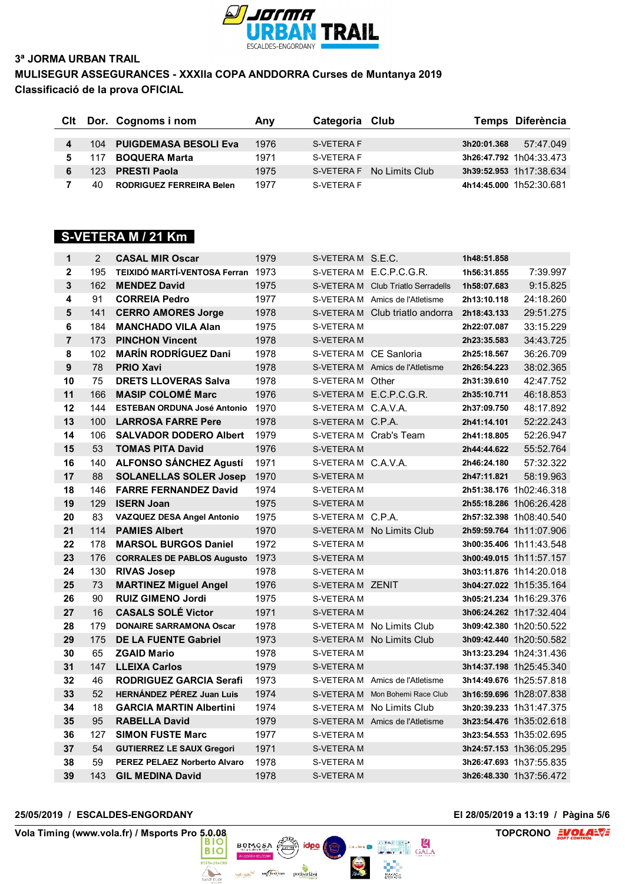# 3ª JORMA URBAN TRAIL

**MULISEGUR ASSEGURANCES - XXXIIa COPA ANDDORRA Curses de Muntanya 2019**

**Classificació de la prova OFICIAL**

| Clt | Dor. | Cognoms i nom | Any | Categoria | Club | Temps | Diferència |
|---|---|---|---|---|---|---|---|
| 4 | 104 | PUIGDEMASA BESOLI Eva | 1976 | S-VETERA F | | 3h20:01.368 | 57:47.049 |
| 5 | 117 | BOQUERA Marta | 1971 | S-VETERA F | | 3h26:47.792 | 1h04:33.473 |
| 6 | 123 | PRESTI Paola | 1975 | S-VETERA F | No Limits Club | 3h39:52.953 | 1h17:38.634 |
| 7 | 40 | RODRIGUEZ FERREIRA Belen | 1977 | S-VETERA F | | 4h14:45.000 | 1h52:30.681 |

## S-VETERA M / 21 Km

| Clt | Dor. | Cognoms i nom | Any | Categoria | Club | Temps | Diferència |
|---|---|---|---|---|---|---|---|
| 1 | 2 | CASAL MIR Oscar | 1979 | S-VETERA M | S.E.C. | 1h48:51.858 | |
| 2 | 195 | TEIXIDÓ MARTÍ-VENTOSA Ferran | 1973 | S-VETERA M | E.C.P.C.G.R. | 1h56:31.855 | 7:39.997 |
| 3 | 162 | MENDEZ David | 1975 | S-VETERA M | Club Triatlo Serradells | 1h58:07.683 | 9:15.825 |
| 4 | 91 | CORREIA Pedro | 1977 | S-VETERA M | Amics de l'Atletisme | 2h13:10.118 | 24:18.260 |
| 5 | 141 | CERRO AMORES Jorge | 1978 | S-VETERA M | Club triatlo andorra | 2h18:43.133 | 29:51.275 |
| 6 | 184 | MANCHADO VILA Alan | 1975 | S-VETERA M | | 2h22:07.087 | 33:15.229 |
| 7 | 173 | PINCHON Vincent | 1978 | S-VETERA M | | 2h23:35.583 | 34:43.725 |
| 8 | 102 | MARÍN RODRÍGUEZ Dani | 1978 | S-VETERA M | CE Sanloria | 2h25:18.567 | 36:26.709 |
| 9 | 78 | PRIO Xavi | 1978 | S-VETERA M | Amics de l'Atletisme | 2h26:54.223 | 38:02.365 |
| 10 | 75 | DRETS LLOVERAS Salva | 1978 | S-VETERA M | Other | 2h31:39.610 | 42:47.752 |
| 11 | 166 | MASIP COLOMÉ Marc | 1976 | S-VETERA M | E.C.P.C.G.R. | 2h35:10.711 | 46:18.853 |
| 12 | 144 | ESTEBAN ORDUNA José Antonio | 1970 | S-VETERA M | C.A.V.A. | 2h37:09.750 | 48:17.892 |
| 13 | 100 | LARROSA FARRE Pere | 1978 | S-VETERA M | C.P.A. | 2h41:14.101 | 52:22.243 |
| 14 | 106 | SALVADOR DODERO Albert | 1979 | S-VETERA M | Crab's Team | 2h41:18.805 | 52:26.947 |
| 15 | 53 | TOMAS PITA David | 1976 | S-VETERA M | | 2h44:44.622 | 55:52.764 |
| 16 | 140 | ALFONSO SÁNCHEZ Agustí | 1971 | S-VETERA M | C.A.V.A. | 2h46:24.180 | 57:32.322 |
| 17 | 88 | SOLANELLAS SOLER Josep | 1970 | S-VETERA M | | 2h47:11.821 | 58:19.963 |
| 18 | 146 | FARRE FERNANDEZ David | 1974 | S-VETERA M | | 2h51:38.176 | 1h02:46.318 |
| 19 | 129 | ISERN Joan | 1975 | S-VETERA M | | 2h55:18.286 | 1h06:26.428 |
| 20 | 83 | VAZQUEZ DESA Angel Antonio | 1975 | S-VETERA M | C.P.A. | 2h57:32.398 | 1h08:40.540 |
| 21 | 114 | PAMIES Albert | 1970 | S-VETERA M | No Limits Club | 2h59:59.764 | 1h11:07.906 |
| 22 | 178 | MARSOL BURGOS Daniel | 1972 | S-VETERA M | | 3h00:35.406 | 1h11:43.548 |
| 23 | 176 | CORRALES DE PABLOS Augusto | 1973 | S-VETERA M | | 3h00:49.015 | 1h11:57.157 |
| 24 | 130 | RIVAS Josep | 1978 | S-VETERA M | | 3h03:11.876 | 1h14:20.018 |
| 25 | 73 | MARTINEZ Miguel Angel | 1976 | S-VETERA M | ZENIT | 3h04:27.022 | 1h15:35.164 |
| 26 | 90 | RUIZ GIMENO Jordi | 1975 | S-VETERA M | | 3h05:21.234 | 1h16:29.376 |
| 27 | 16 | CASALS SOLÉ Victor | 1971 | S-VETERA M | | 3h06:24.262 | 1h17:32.404 |
| 28 | 179 | DONAIRE SARRAMONA Oscar | 1978 | S-VETERA M | No Limits Club | 3h09:42.380 | 1h20:50.522 |
| 29 | 175 | DE LA FUENTE Gabriel | 1973 | S-VETERA M | No Limits Club | 3h09:42.440 | 1h20:50.582 |
| 30 | 65 | ZGAID Mario | 1978 | S-VETERA M | | 3h13:23.294 | 1h24:31.436 |
| 31 | 147 | LLEIXA Carlos | 1979 | S-VETERA M | | 3h14:37.198 | 1h25:45.340 |
| 32 | 46 | RODRIGUEZ GARCIA Serafi | 1973 | S-VETERA M | Amics de l'Atletisme | 3h14:49.676 | 1h25:57.818 |
| 33 | 52 | HERNÁNDEZ PÉREZ Juan Luis | 1974 | S-VETERA M | Mon Bohemi Race Club | 3h16:59.696 | 1h28:07.838 |
| 34 | 18 | GARCIA MARTIN Albertini | 1974 | S-VETERA M | No Limits Club | 3h20:39.233 | 1h31:47.375 |
| 35 | 95 | RABELLA David | 1979 | S-VETERA M | Amics de l'Atletisme | 3h23:54.476 | 1h35:02.618 |
| 36 | 127 | SIMON FUSTE Marc | 1977 | S-VETERA M | | 3h23:54.553 | 1h35:02.695 |
| 37 | 54 | GUTIERREZ LE SAUX Gregori | 1971 | S-VETERA M | | 3h24:57.153 | 1h36:05.295 |
| 38 | 59 | PEREZ PELAEZ Norberto Alvaro | 1978 | S-VETERA M | | 3h26:47.693 | 1h37:55.835 |
| 39 | 143 | GIL MEDINA David | 1978 | S-VETERA M | | 3h26:48.330 | 1h37:56.472 |

25/05/2019 / ESCALDES-ENGORDANY — El 28/05/2019 a 13:19 / Pàgina 5/6

Vola Timing (www.vola.fr) / Msports Pro 5.0.08 — TOPCRONO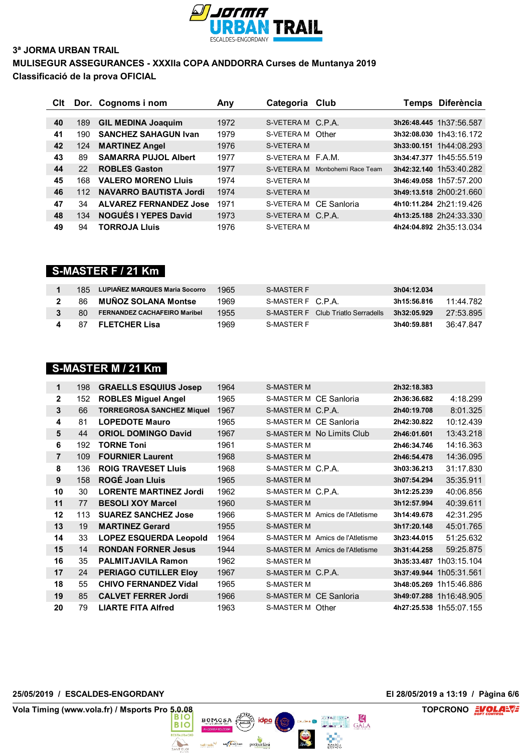3ª JORMA URBAN TRAIL

MULISEGUR ASSEGURANCES - XXXIIa COPA ANDDORRA Curses de Muntanya 2019

Classificació de la prova OFICIAL

| Clt | Dor. | Cognoms i nom | Any | Categoria | Club | Temps | Diferència |
|---|---|---|---|---|---|---|---|
| 40 | 189 | GIL MEDINA Joaquim | 1972 | S-VETERA M | C.P.A. | 3h26:48.445 | 1h37:56.587 |
| 41 | 190 | SANCHEZ SAHAGUN Ivan | 1979 | S-VETERA M | Other | 3h32:08.030 | 1h43:16.172 |
| 42 | 124 | MARTINEZ Angel | 1976 | S-VETERA M | | 3h33:00.151 | 1h44:08.293 |
| 43 | 89 | SAMARRA PUJOL Albert | 1977 | S-VETERA M | F.A.M. | 3h34:47.377 | 1h45:55.519 |
| 44 | 22 | ROBLES Gaston | 1977 | S-VETERA M | Monbohemi Race Team | 3h42:32.140 | 1h53:40.282 |
| 45 | 168 | VALERO MORENO Lluis | 1974 | S-VETERA M | | 3h46:49.058 | 1h57:57.200 |
| 46 | 112 | NAVARRO BAUTISTA Jordi | 1974 | S-VETERA M | | 3h49:13.518 | 2h00:21.660 |
| 47 | 34 | ALVAREZ FERNANDEZ Jose | 1971 | S-VETERA M | CE Sanloria | 4h10:11.284 | 2h21:19.426 |
| 48 | 134 | NOGUÉS I YEPES David | 1973 | S-VETERA M | C.P.A. | 4h13:25.188 | 2h24:33.330 |
| 49 | 94 | TORROJA Lluis | 1976 | S-VETERA M | | 4h24:04.892 | 2h35:13.034 |

## S-MASTER F / 21 Km

| Clt | Dor. | Cognoms i nom | Any | Categoria | Club | Temps | Diferència |
|---|---|---|---|---|---|---|---|
| 1 | 185 | LUPIAÑEZ MARQUES Maria Socorro | 1965 | S-MASTER F | | 3h04:12.034 | |
| 2 | 86 | MUÑOZ SOLANA Montse | 1969 | S-MASTER F | C.P.A. | 3h15:56.816 | 11:44.782 |
| 3 | 80 | FERNANDEZ CACHAFEIRO Maribel | 1955 | S-MASTER F | Club Triatlo Serradells | 3h32:05.929 | 27:53.895 |
| 4 | 87 | FLETCHER Lisa | 1969 | S-MASTER F | | 3h40:59.881 | 36:47.847 |

## S-MASTER M / 21 Km

| Clt | Dor. | Cognoms i nom | Any | Categoria | Club | Temps | Diferència |
|---|---|---|---|---|---|---|---|
| 1 | 198 | GRAELLS ESQUIUS Josep | 1964 | S-MASTER M | | 2h32:18.383 | |
| 2 | 152 | ROBLES Miguel Angel | 1965 | S-MASTER M | CE Sanloria | 2h36:36.682 | 4:18.299 |
| 3 | 66 | TORREGROSA SANCHEZ Miquel | 1967 | S-MASTER M | C.P.A. | 2h40:19.708 | 8:01.325 |
| 4 | 81 | LOPEDOTE Mauro | 1965 | S-MASTER M | CE Sanloria | 2h42:30.822 | 10:12.439 |
| 5 | 44 | ORIOL DOMINGO David | 1967 | S-MASTER M | No Limits Club | 2h46:01.601 | 13:43.218 |
| 6 | 192 | TORNE Toni | 1961 | S-MASTER M | | 2h46:34.746 | 14:16.363 |
| 7 | 109 | FOURNIER Laurent | 1968 | S-MASTER M | | 2h46:54.478 | 14:36.095 |
| 8 | 136 | ROIG TRAVESET Lluis | 1968 | S-MASTER M | C.P.A. | 3h03:36.213 | 31:17.830 |
| 9 | 158 | ROGÉ Joan Lluis | 1965 | S-MASTER M | | 3h07:54.294 | 35:35.911 |
| 10 | 30 | LORENTE MARTINEZ Jordi | 1962 | S-MASTER M | C.P.A. | 3h12:25.239 | 40:06.856 |
| 11 | 77 | BESOLI XOY Marcel | 1960 | S-MASTER M | | 3h12:57.994 | 40:39.611 |
| 12 | 113 | SUAREZ SANCHEZ Jose | 1966 | S-MASTER M | Amics de l'Atletisme | 3h14:49.678 | 42:31.295 |
| 13 | 19 | MARTINEZ Gerard | 1955 | S-MASTER M | | 3h17:20.148 | 45:01.765 |
| 14 | 33 | LOPEZ ESQUERDA Leopold | 1964 | S-MASTER M | Amics de l'Atletisme | 3h23:44.015 | 51:25.632 |
| 15 | 14 | RONDAN FORNER Jesus | 1944 | S-MASTER M | Amics de l'Atletisme | 3h31:44.258 | 59:25.875 |
| 16 | 35 | PALMITJAVILA Ramon | 1962 | S-MASTER M | | 3h35:33.487 | 1h03:15.104 |
| 17 | 24 | PERIAGO CUTILLER Eloy | 1967 | S-MASTER M | C.P.A. | 3h37:49.944 | 1h05:31.561 |
| 18 | 55 | CHIVO FERNANDEZ Vidal | 1965 | S-MASTER M | | 3h48:05.269 | 1h15:46.886 |
| 19 | 85 | CALVET FERRER Jordi | 1966 | S-MASTER M | CE Sanloria | 3h49:07.288 | 1h16:48.905 |
| 20 | 79 | LIARTE FITA Alfred | 1963 | S-MASTER M | Other | 4h27:25.538 | 1h55:07.155 |

25/05/2019 / ESCALDES-ENGORDANY — El 28/05/2019 a 13:19

Vola Timing (www.vola.fr) / Msports Pro 5.0.08 — TOPCRONO